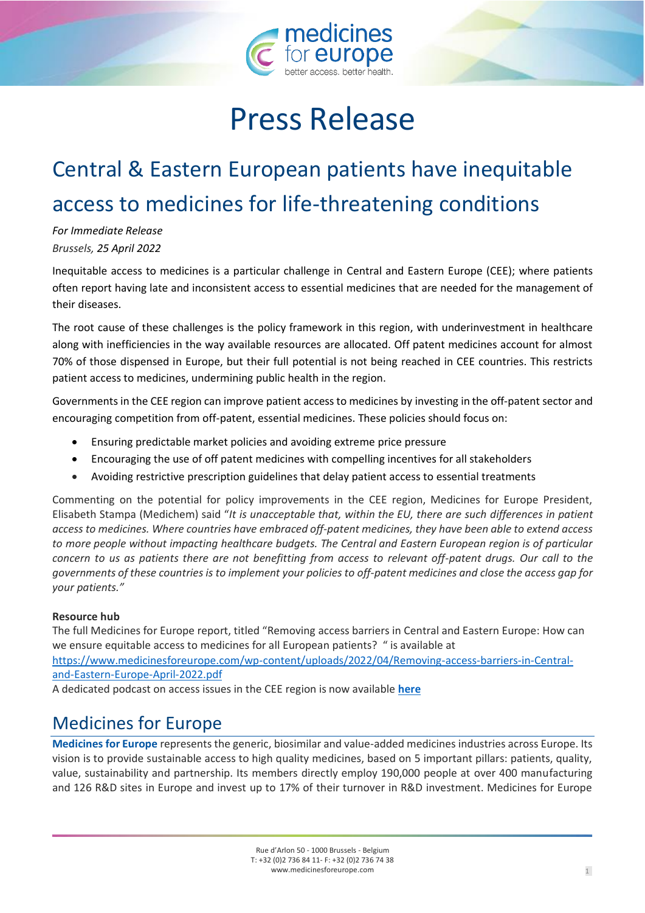# Press Release

## Central & Eastern European patients have inequitable access to medicines for life-threatening conditions

*For Immediate Release*
*Brussels, 25 April 2022*

Inequitable access to medicines is a particular challenge in Central and Eastern Europe (CEE); where patients often report having late and inconsistent access to essential medicines that are needed for the management of their diseases.

The root cause of these challenges is the policy framework in this region, with underinvestment in healthcare along with inefficiencies in the way available resources are allocated. Off patent medicines account for almost 70% of those dispensed in Europe, but their full potential is not being reached in CEE countries. This restricts patient access to medicines, undermining public health in the region.

Governments in the CEE region can improve patient access to medicines by investing in the off-patent sector and encouraging competition from off-patent, essential medicines. These policies should focus on:

- Ensuring predictable market policies and avoiding extreme price pressure
- Encouraging the use of off patent medicines with compelling incentives for all stakeholders
- Avoiding restrictive prescription guidelines that delay patient access to essential treatments

Commenting on the potential for policy improvements in the CEE region, Medicines for Europe President, Elisabeth Stampa (Medichem) said "*It is unacceptable that, within the EU, there are such differences in patient access to medicines. Where countries have embraced off-patent medicines, they have been able to extend access to more people without impacting healthcare budgets. The Central and Eastern European region is of particular concern to us as patients there are not benefitting from access to relevant off-patent drugs. Our call to the governments of these countries is to implement your policies to off-patent medicines and close the access gap for your patients.*"

**Resource hub**
The full Medicines for Europe report, titled "Removing access barriers in Central and Eastern Europe: How can we ensure equitable access to medicines for all European patients? " is available at https://www.medicinesforeurope.com/wp-content/uploads/2022/04/Removing-access-barriers-in-Central-and-Eastern-Europe-April-2022.pdf
A dedicated podcast on access issues in the CEE region is now available **here**

## Medicines for Europe

**Medicines for Europe** represents the generic, biosimilar and value-added medicines industries across Europe. Its vision is to provide sustainable access to high quality medicines, based on 5 important pillars: patients, quality, value, sustainability and partnership. Its members directly employ 190,000 people at over 400 manufacturing and 126 R&D sites in Europe and invest up to 17% of their turnover in R&D investment. Medicines for Europe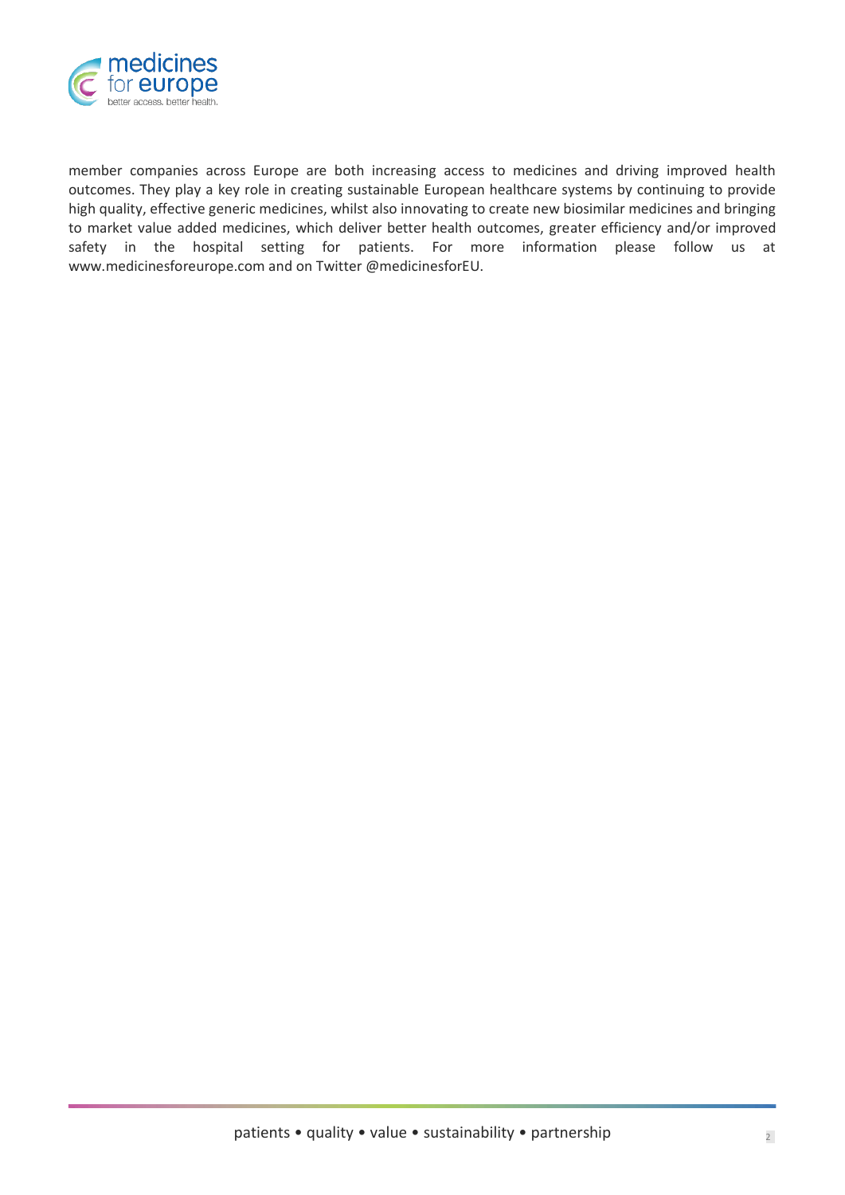member companies across Europe are both increasing access to medicines and driving improved health outcomes. They play a key role in creating sustainable European healthcare systems by continuing to provide high quality, effective generic medicines, whilst also innovating to create new biosimilar medicines and bringing to market value added medicines, which deliver better health outcomes, greater efficiency and/or improved safety in the hospital setting for patients. For more information please follow us at www.medicinesforeurope.com and on Twitter @medicinesforEU.